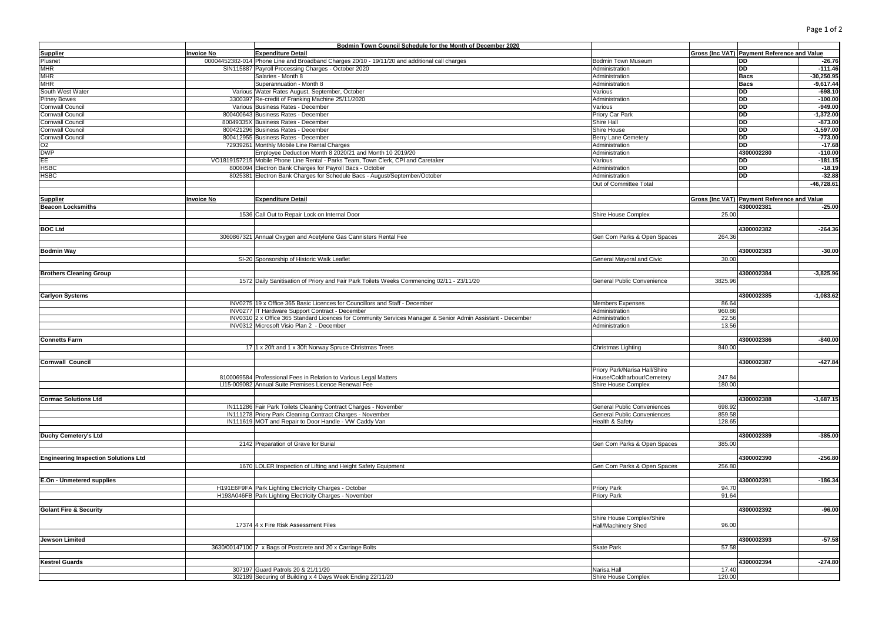| Bodmin Town Council Schedule for the Month of December 2020 | | | | | | |
|---|---|---|---|---|---|---|
| **Supplier** | **Invoice No** | **Expenditure Detail** | | **Gross (Inc VAT)** | **Payment Reference and Value** | |
| Plusnet | 00004452382-014 | Phone Line and Broadband Charges 20/10 - 19/11/20 and additional call charges | Bodmin Town Museum | | DD | -26.76 |
| MHR | SIN115887 | Payroll Processing Charges - October 2020 | Administration | | DD | -111.46 |
| MHR | | Salaries - Month 8 | Administration | | Bacs | -30,250.95 |
| MHR | | Superannuation - Month 8 | Administration | | Bacs | -9,617.44 |
| South West Water | Various | Water Rates August, September, October | Various | | DD | -698.10 |
| Pitney Bowes | 3300397 | Re-credit of Franking Machine 25/11/2020 | Administration | | DD | -100.00 |
| Cornwall Council | Various | Business Rates - December | Various | | DD | -949.00 |
| Cornwall Council | 800400643 | Business Rates - December | Priory Car Park | | DD | -1,372.00 |
| Cornwall Council | 80049335X | Business Rates - December | Shire Hall | | DD | -873.00 |
| Cornwall Council | 800421296 | Business Rates - December | Shire House | | DD | -1,597.00 |
| Cornwall Council | 800412955 | Business Rates - December | Berry Lane Cemetery | | DD | -773.00 |
| O2 | 72939261 | Monthly Mobile Line Rental Charges | Administration | | DD | -17.68 |
| DWP | | Employee Deduction Month 8 2020/21 and Month 10 2019/20 | Administration | | 4300002280 | -110.00 |
| EE | VO1819157215 | Mobile Phone Line Rental - Parks Team, Town Clerk, CPI and Caretaker | Various | | DD | -181.15 |
| HSBC | 8006094 | Electron Bank Charges for Payroll Bacs - October | Administration | | DD | -18.19 |
| HSBC | 8025381 | Electron Bank Charges for Schedule Bacs - August/September/October | Administration | | DD | -32.88 |
| | | | Out of Committee Total | | | -46,728.61 |

| **Supplier** | **Invoice No** | **Expenditure Detail** | | **Gross (Inc VAT)** | **Payment Reference and Value** | |
|---|---|---|---|---|---|---|
| **Beacon Locksmiths** | | | | | 4300002381 | -25.00 |
| | 1536 | Call Out to Repair Lock on Internal Door | Shire House Complex | 25.00 | | |
| **BOC Ltd** | | | | | 4300002382 | -264.36 |
| | 3060867321 | Annual Oxygen and Acetylene Gas Cannisters Rental Fee | Gen Com Parks & Open Spaces | 264.36 | | |
| **Bodmin Way** | | | | | 4300002383 | -30.00 |
| | SI-20 | Sponsorship of Historic Walk Leaflet | General Mayoral and Civic | 30.00 | | |
| **Brothers Cleaning Group** | | | | | 4300002384 | -3,825.96 |
| | 1572 | Daily Sanitisation of Priory and Fair Park Toilets Weeks Commencing 02/11 - 23/11/20 | General Public Convenience | 3825.96 | | |
| **Carlyon Systems** | | | | | 4300002385 | -1,083.62 |
| | INV0275 | 19 x Office 365 Basic Licences for Councillors and Staff - December | Members Expenses | 86.64 | | |
| | INV0277 | IT Hardware Support Contract - December | Administration | 960.86 | | |
| | INV0310 | 2 x Office 365 Standard Licences for Community Services Manager & Senior Admin Assistant - December | Administration | 22.56 | | |
| | INV0312 | Microsoft Visio Plan 2 - December | Administration | 13.56 | | |
| **Connetts Farm** | | | | | 4300002386 | -840.00 |
| | 17 | 1 x 20ft and 1 x 30ft Norway Spruce Christmas Trees | Christmas Lighting | 840.00 | | |
| **Cornwall Council** | | | | | 4300002387 | -427.84 |
| | 8100069584 | Professional Fees in Relation to Various Legal Matters | Priory Park/Narisa Hall/Shire House/Coldharbour/Cemetery | 247.84 | | |
| | LI15-009082 | Annual Suite Premises Licence Renewal Fee | Shire House Complex | 180.00 | | |
| **Cormac Solutions Ltd** | | | | | 4300002388 | -1,687.15 |
| | IN111286 | Fair Park Toilets Cleaning Contract Charges - November | General Public Conveniences | 698.92 | | |
| | IN111278 | Priory Park Cleaning Contract Charges - November | General Public Conveniences | 859.58 | | |
| | IN111619 | MOT and Repair to Door Handle - VW Caddy Van | Health & Safety | 128.65 | | |
| **Duchy Cemetery's Ltd** | | | | | 4300002389 | -385.00 |
| | 2142 | Preparation of Grave for Burial | Gen Com Parks & Open Spaces | 385.00 | | |
| **Engineering Inspection Solutions Ltd** | | | | | 4300002390 | -256.80 |
| | 1670 | LOLER Inspection of Lifting and Height Safety Equipment | Gen Com Parks & Open Spaces | 256.80 | | |
| **E.On - Unmetered supplies** | | | | | 4300002391 | -186.34 |
| | H191E6F9FA | Park Lighting Electricity Charges - October | Priory Park | 94.70 | | |
| | H193A046FB | Park Lighting Electricity Charges - November | Priory Park | 91.64 | | |
| **Golant Fire & Security** | | | | | 4300002392 | -96.00 |
| | 17374 | 4 x Fire Risk Assessment Files | Shire House Complex/Shire Hall/Machinery Shed | 96.00 | | |
| **Jewson Limited** | | | | | 4300002393 | -57.58 |
| | 3630/00147100 | 7 x Bags of Postcrete and 20 x Carriage Bolts | Skate Park | 57.58 | | |
| **Kestrel Guards** | | | | | 4300002394 | -274.80 |
| | 307197 | Guard Patrols 20 & 21/11/20 | Narisa Hall | 17.40 | | |
| | 302189 | Securing of Building x 4 Days Week Ending 22/11/20 | Shire House Complex | 120.00 | | |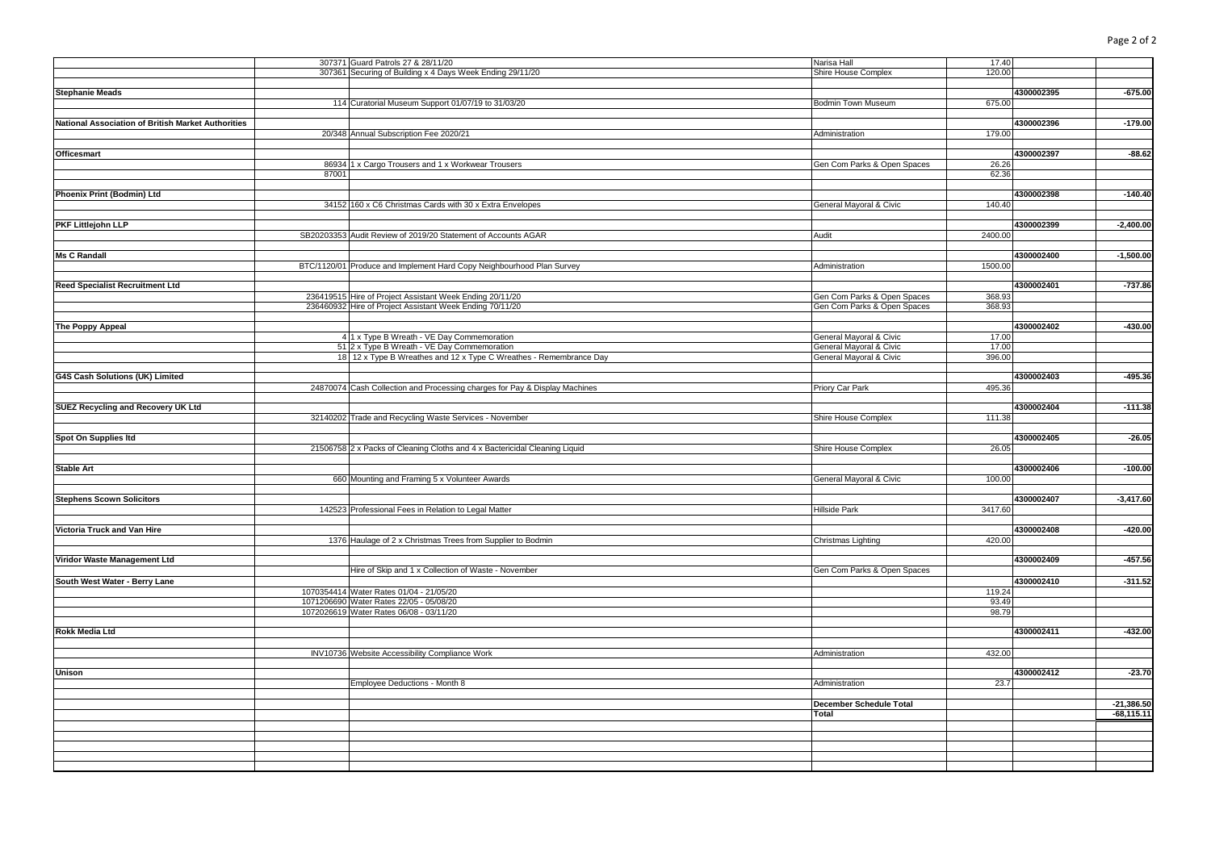| | | | | | | |
|---|---|---|---|---|---|---|
| | 307371 | Guard Patrols 27 & 28/11/20 | Narisa Hall | 17.40 | | |
| | 307361 | Securing of Building x 4 Days Week Ending 29/11/20 | Shire House Complex | 120.00 | | |
| | | | | | | |
| **Stephanie Meads** | | | | | 4300002395 | -675.00 |
| | 114 | Curatorial Museum Support 01/07/19 to 31/03/20 | Bodmin Town Museum | 675.00 | | |
| | | | | | | |
| **National Association of British Market Authorities** | | | | | 4300002396 | -179.00 |
| | 20/348 | Annual Subscription Fee 2020/21 | Administration | 179.00 | | |
| | | | | | | |
| **Officesmart** | | | | | 4300002397 | -88.62 |
| | 86934 | 1 x Cargo Trousers and 1 x Workwear Trousers | Gen Com Parks & Open Spaces | 26.26 | | |
| | 87001 | | | 62.36 | | |
| | | | | | | |
| **Phoenix Print (Bodmin) Ltd** | | | | | 4300002398 | -140.40 |
| | 34152 | 160 x C6 Christmas Cards with 30 x Extra Envelopes | General Mayoral & Civic | 140.40 | | |
| | | | | | | |
| **PKF Littlejohn LLP** | | | | | 4300002399 | -2,400.00 |
| | SB20203353 | Audit Review of 2019/20 Statement of Accounts AGAR | Audit | 2400.00 | | |
| | | | | | | |
| **Ms C Randall** | | | | | 4300002400 | -1,500.00 |
| | BTC/1120/01 | Produce and Implement Hard Copy Neighbourhood Plan Survey | Administration | 1500.00 | | |
| | | | | | | |
| **Reed Specialist Recruitment Ltd** | | | | | 4300002401 | -737.86 |
| | 236419515 | Hire of Project Assistant Week Ending 20/11/20 | Gen Com Parks & Open Spaces | 368.93 | | |
| | 236460932 | Hire of Project Assistant Week Ending 70/11/20 | Gen Com Parks & Open Spaces | 368.93 | | |
| | | | | | | |
| **The Poppy Appeal** | | | | | 4300002402 | -430.00 |
| | 4 | 1 x Type B Wreath - VE Day Commemoration | General Mayoral & Civic | 17.00 | | |
| | 51 | 2 x Type B Wreath - VE Day Commemoration | General Mayoral & Civic | 17.00 | | |
| | 18 | 12 x Type B Wreathes and 12 x Type C Wreathes - Remembrance Day | General Mayoral & Civic | 396.00 | | |
| | | | | | | |
| **G4S Cash Solutions (UK) Limited** | | | | | 4300002403 | -495.36 |
| | 24870074 | Cash Collection and Processing charges for Pay & Display Machines | Priory Car Park | 495.36 | | |
| | | | | | | |
| **SUEZ Recycling and Recovery UK Ltd** | | | | | 4300002404 | -111.38 |
| | 32140202 | Trade and Recycling Waste Services - November | Shire House Complex | 111.38 | | |
| | | | | | | |
| **Spot On Supplies ltd** | | | | | 4300002405 | -26.05 |
| | 21506758 | 2 x Packs of Cleaning Cloths and 4 x Bactericidal Cleaning Liquid | Shire House Complex | 26.05 | | |
| | | | | | | |
| **Stable Art** | | | | | 4300002406 | -100.00 |
| | 660 | Mounting and Framing 5 x Volunteer Awards | General Mayoral & Civic | 100.00 | | |
| | | | | | | |
| **Stephens Scown Solicitors** | | | | | 4300002407 | -3,417.60 |
| | 142523 | Professional Fees in Relation to Legal Matter | Hillside Park | 3417.60 | | |
| | | | | | | |
| **Victoria Truck and Van Hire** | | | | | 4300002408 | -420.00 |
| | 1376 | Haulage of 2 x Christmas Trees from Supplier to Bodmin | Christmas Lighting | 420.00 | | |
| | | | | | | |
| **Viridor Waste Management Ltd** | | | | | 4300002409 | -457.56 |
| | | Hire of Skip and 1 x Collection of Waste - November | Gen Com Parks & Open Spaces | | | |
| **South West Water - Berry Lane** | | | | | 4300002410 | -311.52 |
| | 1070354414 | Water Rates 01/04 - 21/05/20 | | 119.24 | | |
| | 1071206690 | Water Rates 22/05 - 05/08/20 | | 93.49 | | |
| | 1072026619 | Water Rates 06/08 - 03/11/20 | | 98.79 | | |
| | | | | | | |
| **Rokk Media Ltd** | | | | | 4300002411 | -432.00 |
| | | | | | | |
| | INV10736 | Website Accessibility Compliance Work | Administration | 432.00 | | |
| | | | | | | |
| **Unison** | | | | | 4300002412 | -23.70 |
| | | Employee Deductions - Month 8 | Administration | 23.7 | | |
| | | | | | | |
| | | | **December Schedule Total** | | | -21,386.50 |
| | | | **Total** | | | -68,115.11 |